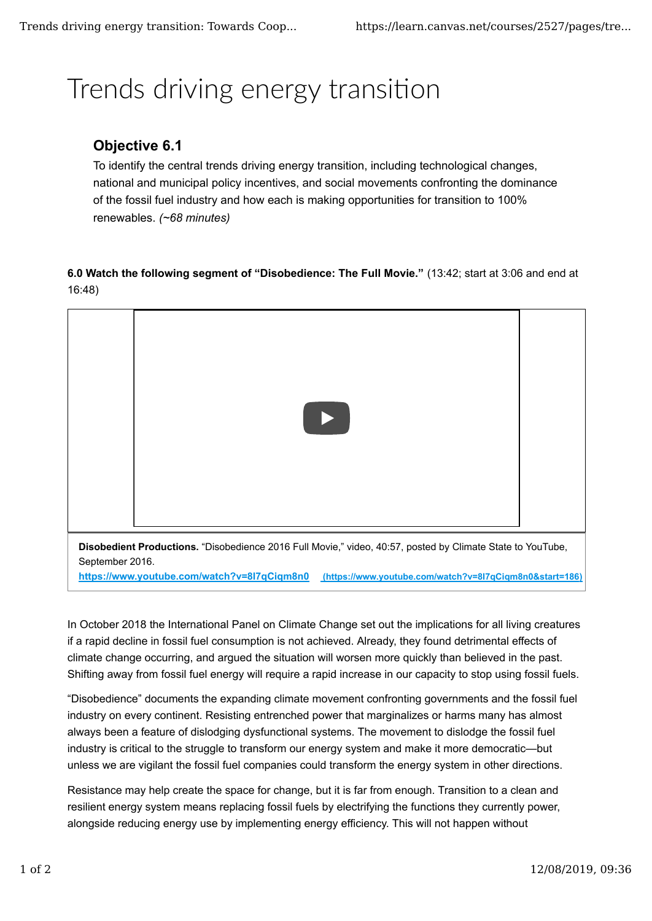# Trends driving energy transition

### Objective 6.1

To identify the central trends driving energy transition, including technological changes, national and municipal policy incentives, and social movements confronting the dominance of the fossil fuel industry and how each is making opportunities for transition to 100% renewables. *(~68 minutes)*

**6.0 Watch the following segment of "Disobedience: The Full Movie."** (13:42; start at 3:06 and end at 16:48)

**Disobedient Productions.** "Disobedience 2016 Full Movie," video, 40:57, posted by Climate State to YouTube, September 2016.
[https://www.youtube.com/watch?v=8I7qCiqm8n0](https://www.youtube.com/watch?v=8I7qCiqm8n0) [(https://www.youtube.com/watch?v=8I7qCiqm8n0&start=186)](https://www.youtube.com/watch?v=8I7qCiqm8n0&start=186)

In October 2018 the International Panel on Climate Change set out the implications for all living creatures if a rapid decline in fossil fuel consumption is not achieved. Already, they found detrimental effects of climate change occurring, and argued the situation will worsen more quickly than believed in the past. Shifting away from fossil fuel energy will require a rapid increase in our capacity to stop using fossil fuels.

"Disobedience" documents the expanding climate movement confronting governments and the fossil fuel industry on every continent. Resisting entrenched power that marginalizes or harms many has almost always been a feature of dislodging dysfunctional systems. The movement to dislodge the fossil fuel industry is critical to the struggle to transform our energy system and make it more democratic—but unless we are vigilant the fossil fuel companies could transform the energy system in other directions.

Resistance may help create the space for change, but it is far from enough. Transition to a clean and resilient energy system means replacing fossil fuels by electrifying the functions they currently power, alongside reducing energy use by implementing energy efficiency. This will not happen without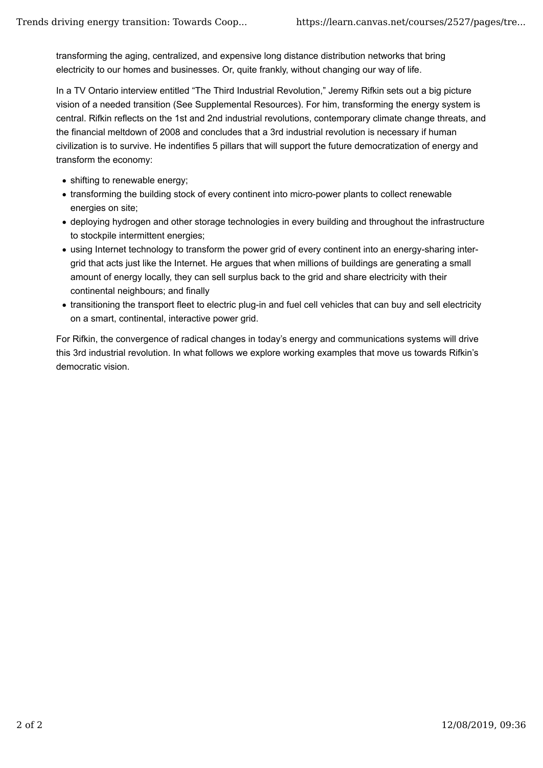transforming the aging, centralized, and expensive long distance distribution networks that bring electricity to our homes and businesses. Or, quite frankly, without changing our way of life.

In a TV Ontario interview entitled "The Third Industrial Revolution," Jeremy Rifkin sets out a big picture vision of a needed transition (See Supplemental Resources). For him, transforming the energy system is central. Rifkin reflects on the 1st and 2nd industrial revolutions, contemporary climate change threats, and the financial meltdown of 2008 and concludes that a 3rd industrial revolution is necessary if human civilization is to survive. He indentifies 5 pillars that will support the future democratization of energy and transform the economy:

- shifting to renewable energy;
- transforming the building stock of every continent into micro-power plants to collect renewable energies on site;
- deploying hydrogen and other storage technologies in every building and throughout the infrastructure to stockpile intermittent energies;
- using Internet technology to transform the power grid of every continent into an energy-sharing inter-grid that acts just like the Internet. He argues that when millions of buildings are generating a small amount of energy locally, they can sell surplus back to the grid and share electricity with their continental neighbours; and finally
- transitioning the transport fleet to electric plug-in and fuel cell vehicles that can buy and sell electricity on a smart, continental, interactive power grid.

For Rifkin, the convergence of radical changes in today's energy and communications systems will drive this 3rd industrial revolution. In what follows we explore working examples that move us towards Rifkin's democratic vision.